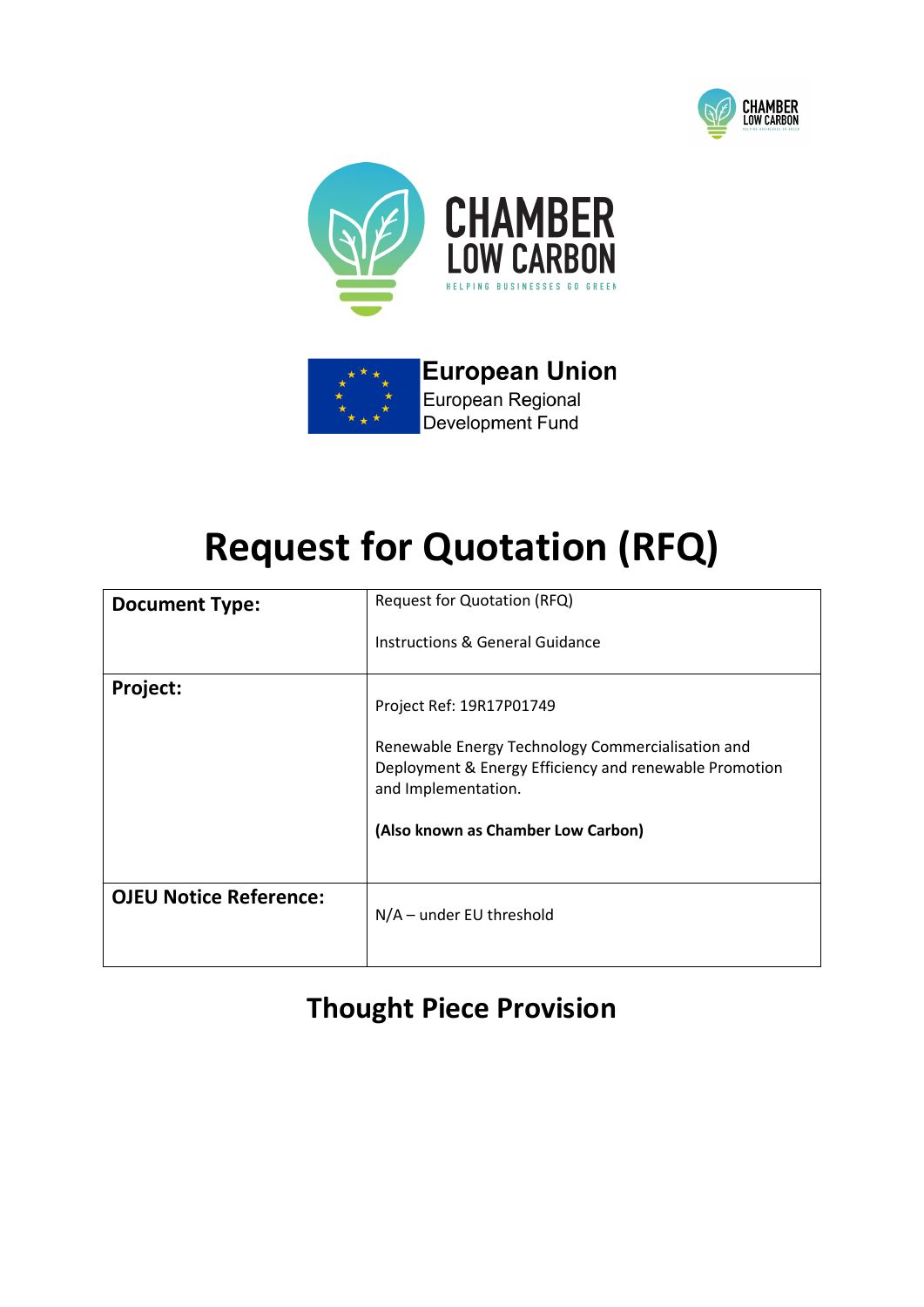CHAMBER LOW CARBON

HELPING BUSINESSES GO GREEN

European Union
European Regional Development Fund

# Request for Quotation (RFQ)

| | |
|---|---|
| **Document Type:** | Request for Quotation (RFQ)<br><br>Instructions & General Guidance |
| **Project:** | Project Ref: 19R17P01749<br><br>Renewable Energy Technology Commercialisation and Deployment & Energy Efficiency and renewable Promotion and Implementation.<br><br>**(Also known as Chamber Low Carbon)** |
| **OJEU Notice Reference:** | N/A – under EU threshold |

## Thought Piece Provision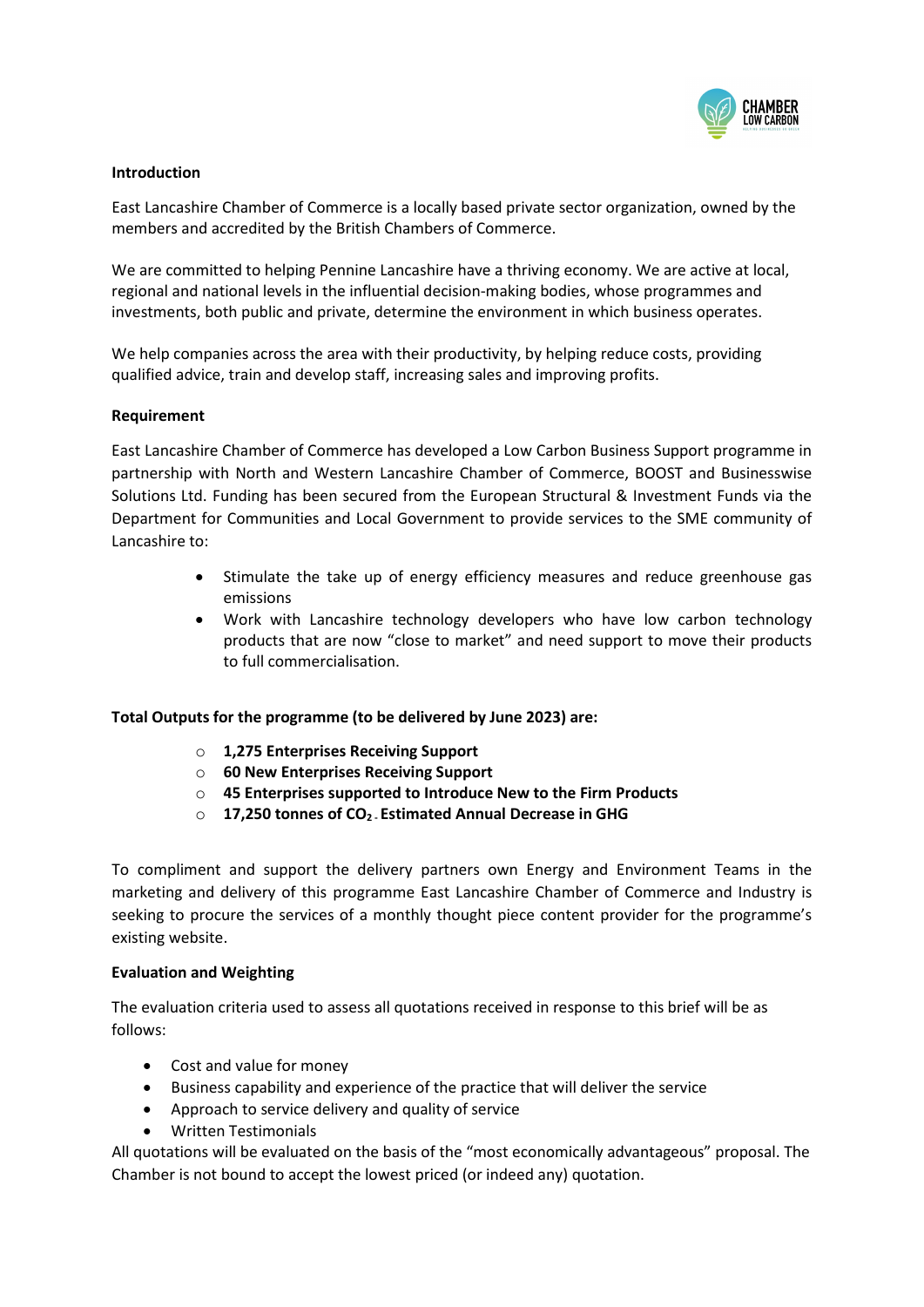**Introduction**

East Lancashire Chamber of Commerce is a locally based private sector organization, owned by the members and accredited by the British Chambers of Commerce.

We are committed to helping Pennine Lancashire have a thriving economy. We are active at local, regional and national levels in the influential decision-making bodies, whose programmes and investments, both public and private, determine the environment in which business operates.

We help companies across the area with their productivity, by helping reduce costs, providing qualified advice, train and develop staff, increasing sales and improving profits.

**Requirement**

East Lancashire Chamber of Commerce has developed a Low Carbon Business Support programme in partnership with North and Western Lancashire Chamber of Commerce, BOOST and Businesswise Solutions Ltd. Funding has been secured from the European Structural & Investment Funds via the Department for Communities and Local Government to provide services to the SME community of Lancashire to:

- Stimulate the take up of energy efficiency measures and reduce greenhouse gas emissions
- Work with Lancashire technology developers who have low carbon technology products that are now "close to market" and need support to move their products to full commercialisation.

**Total Outputs for the programme (to be delivered by June 2023) are:**

- **1,275 Enterprises Receiving Support**
- **60 New Enterprises Receiving Support**
- **45 Enterprises supported to Introduce New to the Firm Products**
- **17,250 tonnes of $CO_2$ Estimated Annual Decrease in GHG**

To compliment and support the delivery partners own Energy and Environment Teams in the marketing and delivery of this programme East Lancashire Chamber of Commerce and Industry is seeking to procure the services of a monthly thought piece content provider for the programme's existing website.

**Evaluation and Weighting**

The evaluation criteria used to assess all quotations received in response to this brief will be as follows:

- Cost and value for money
- Business capability and experience of the practice that will deliver the service
- Approach to service delivery and quality of service
- Written Testimonials

All quotations will be evaluated on the basis of the "most economically advantageous" proposal. The Chamber is not bound to accept the lowest priced (or indeed any) quotation.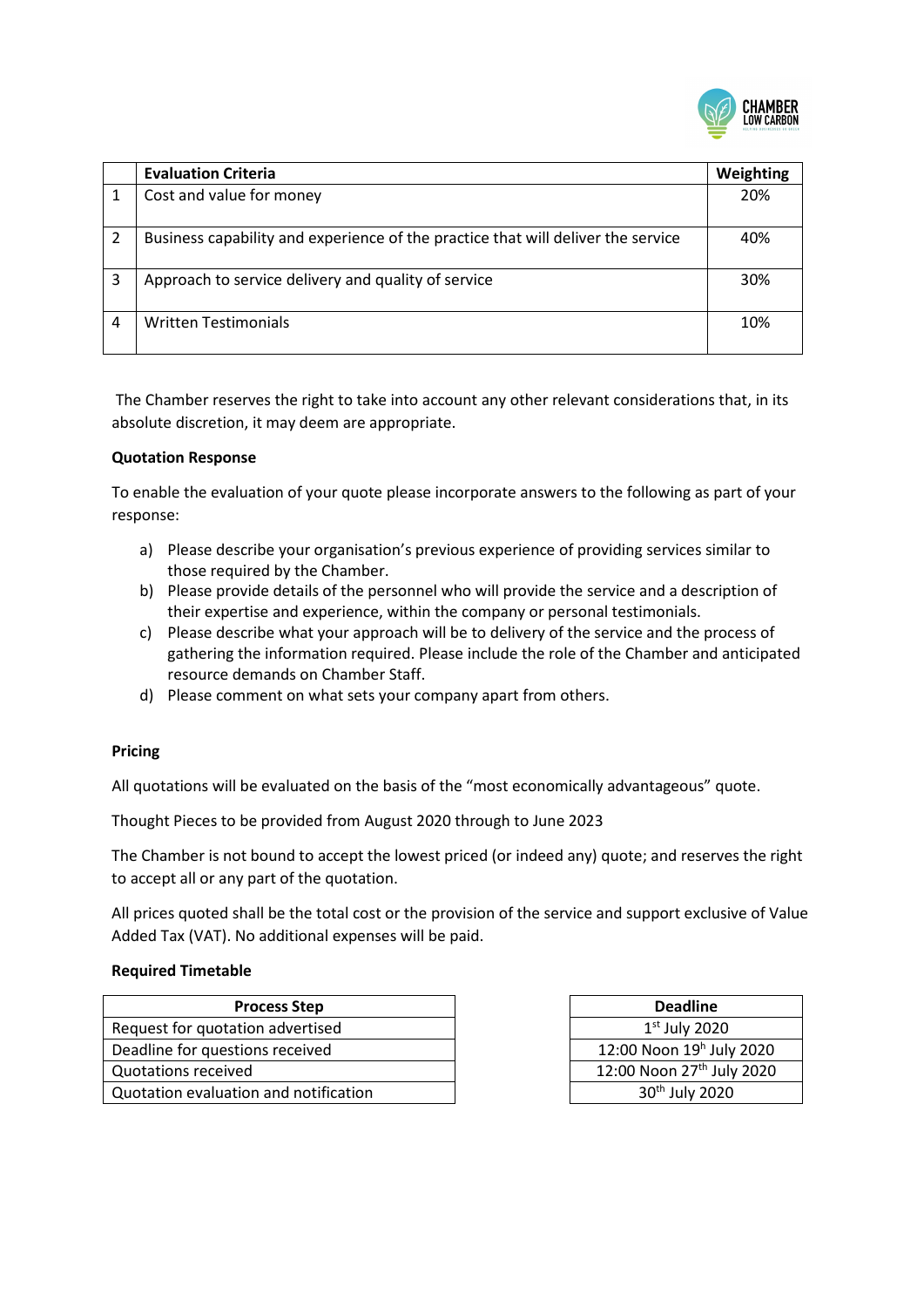| | Evaluation Criteria | Weighting |
|---|---|---|
| 1 | Cost and value for money | 20% |
| 2 | Business capability and experience of the practice that will deliver the service | 40% |
| 3 | Approach to service delivery and quality of service | 30% |
| 4 | Written Testimonials | 10% |

The Chamber reserves the right to take into account any other relevant considerations that, in its absolute discretion, it may deem are appropriate.

**Quotation Response**

To enable the evaluation of your quote please incorporate answers to the following as part of your response:

a) Please describe your organisation's previous experience of providing services similar to those required by the Chamber.
b) Please provide details of the personnel who will provide the service and a description of their expertise and experience, within the company or personal testimonials.
c) Please describe what your approach will be to delivery of the service and the process of gathering the information required. Please include the role of the Chamber and anticipated resource demands on Chamber Staff.
d) Please comment on what sets your company apart from others.

**Pricing**

All quotations will be evaluated on the basis of the "most economically advantageous" quote.

Thought Pieces to be provided from August 2020 through to June 2023

The Chamber is not bound to accept the lowest priced (or indeed any) quote; and reserves the right to accept all or any part of the quotation.

All prices quoted shall be the total cost or the provision of the service and support exclusive of Value Added Tax (VAT). No additional expenses will be paid.

**Required Timetable**

| Process Step | Deadline |
|---|---|
| Request for quotation advertised | 1st July 2020 |
| Deadline for questions received | 12:00 Noon 19h July 2020 |
| Quotations received | 12:00 Noon 27th July 2020 |
| Quotation evaluation and notification | 30th July 2020 |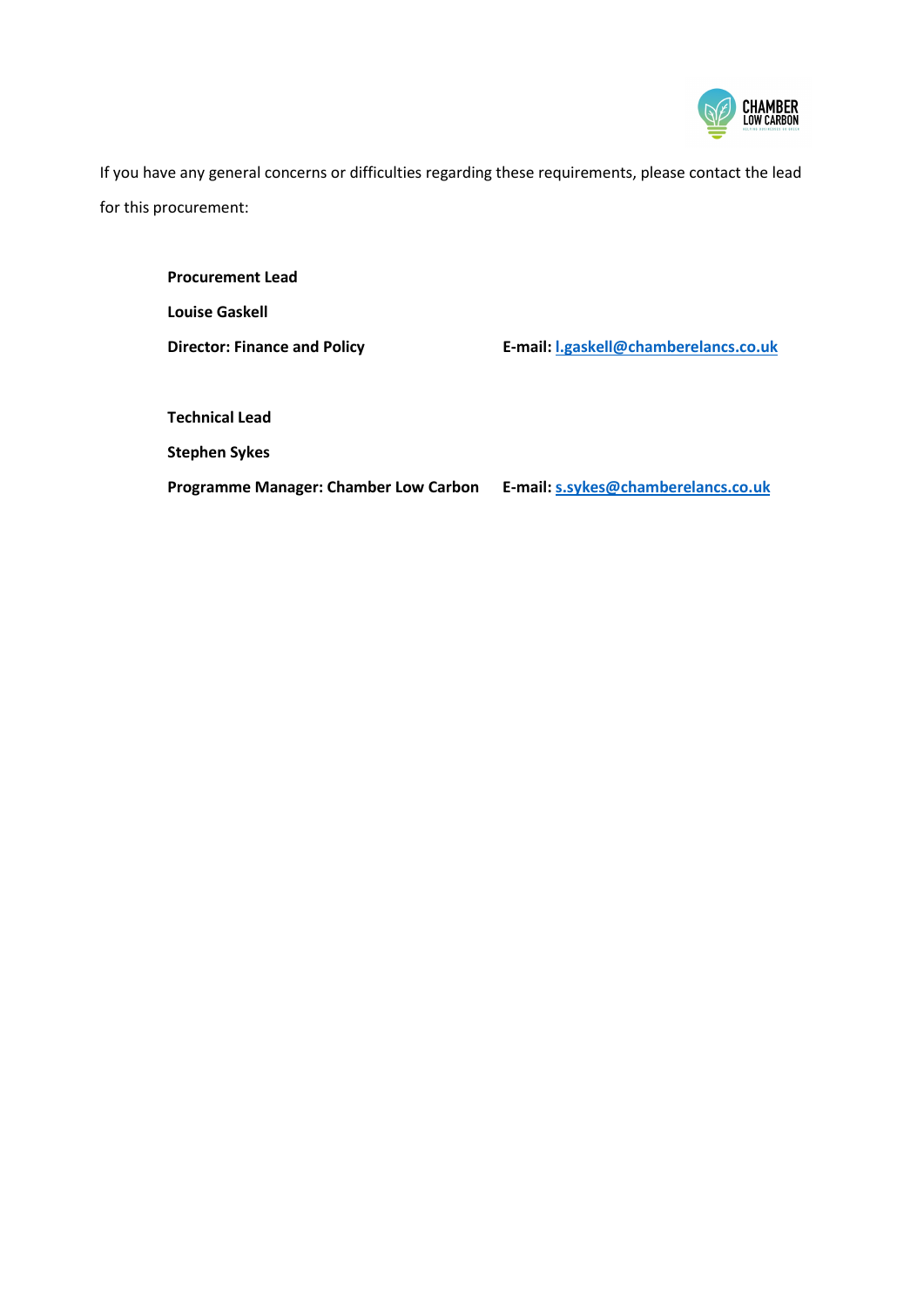If you have any general concerns or difficulties regarding these requirements, please contact the lead for this procurement:

**Procurement Lead**

**Louise Gaskell**

**Director: Finance and Policy** **E-mail:** l.gaskell@chamberelancs.co.uk

**Technical Lead**

**Stephen Sykes**

**Programme Manager: Chamber Low Carbon** **E-mail:** s.sykes@chamberelancs.co.uk